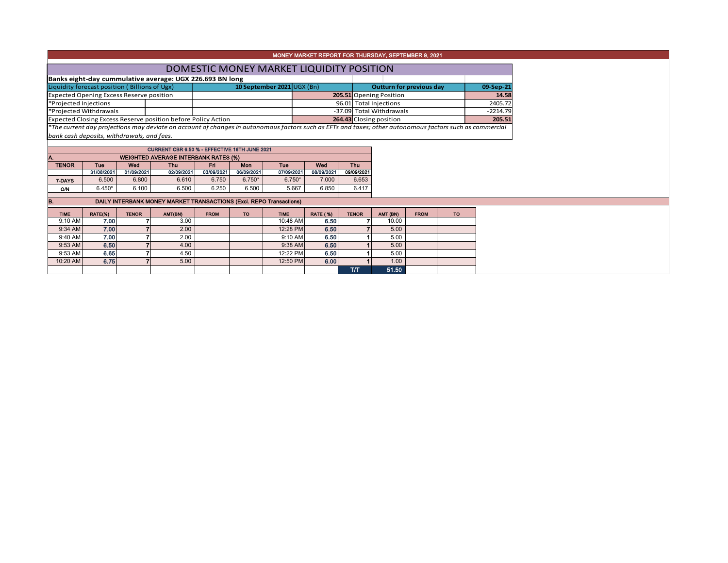# MONEY MARKET REPORT FOR THURSDAY, SEPTEMBER 9, 2021

## DOMESTIC MONEY MARKET LIQUIDITY POSITION

**Banks eight-day cummulative average: UGX 226.693 BN long**

| Liquidity forecast position ( Billions of Ugx) | 10 September 2021 UGX (Bn) | Outturn for previous day | 09-Sep-21 |
|---|---|---|---|
| Expected Opening Excess Reserve position | **205.51** | Opening Position | **14.58** |
| *Projected Injections | 96.01 | Total Injections | 2405.72 |
| *Projected Withdrawals | -37.09 | Total Withdrawals | -2214.79 |
| Expected Closing Excess Reserve position before Policy Action | **264.43** | Closing position | **205.51** |

*\*The current day projections may deviate on account of changes in autonomous factors such as EFTs and taxes; other autonomous factors such as commercial bank cash deposits, withdrawals, and fees.*

CURRENT CBR 6.50 % - EFFECTIVE 16TH JUNE 2021

### A. WEIGHTED AVERAGE INTERBANK RATES (%)

| TENOR | Tue | Wed | Thu | Fri | Mon | Tue | Wed | Thu |
|---|---|---|---|---|---|---|---|---|
| | 31/08/2021 | 01/09/2021 | 02/09/2021 | 03/09/2021 | 06/09/2021 | 07/09/2021 | 08/09/2021 | 09/09/2021 |
| 7-DAYS | 6.500 | 6.800 | 6.610 | 6.750 | 6.750* | 6.750* | 7.000 | 6.653 |
| O/N | 6.450* | 6.100 | 6.500 | 6.250 | 6.500 | 5.667 | 6.850 | 6.417 |

### B. DAILY INTERBANK MONEY MARKET TRANSACTIONS (Excl. REPO Transactions)

| TIME | RATE(%) | TENOR | AMT(BN) | FROM | TO | TIME | RATE (%) | TENOR | AMT (BN) | FROM | TO |
|---|---|---|---|---|---|---|---|---|---|---|---|
| 9:10 AM | **7.00** | 7 | 3.00 | | | 10:48 AM | **6.50** | 7 | 10.00 | | |
| 9:34 AM | **7.00** | 7 | 2.00 | | | 12:28 PM | **6.50** | 7 | 5.00 | | |
| 9:40 AM | **7.00** | 7 | 2.00 | | | 9:10 AM | **6.50** | 1 | 5.00 | | |
| 9:53 AM | **6.50** | 7 | 4.00 | | | 9:38 AM | **6.50** | 1 | 5.00 | | |
| 9:53 AM | **6.65** | 7 | 4.50 | | | 12:22 PM | **6.50** | 1 | 5.00 | | |
| 10:20 AM | **6.75** | 7 | 5.00 | | | 12:50 PM | **6.00** | 1 | 1.00 | | |
| | | | | | | | | T/T | **51.50** | | |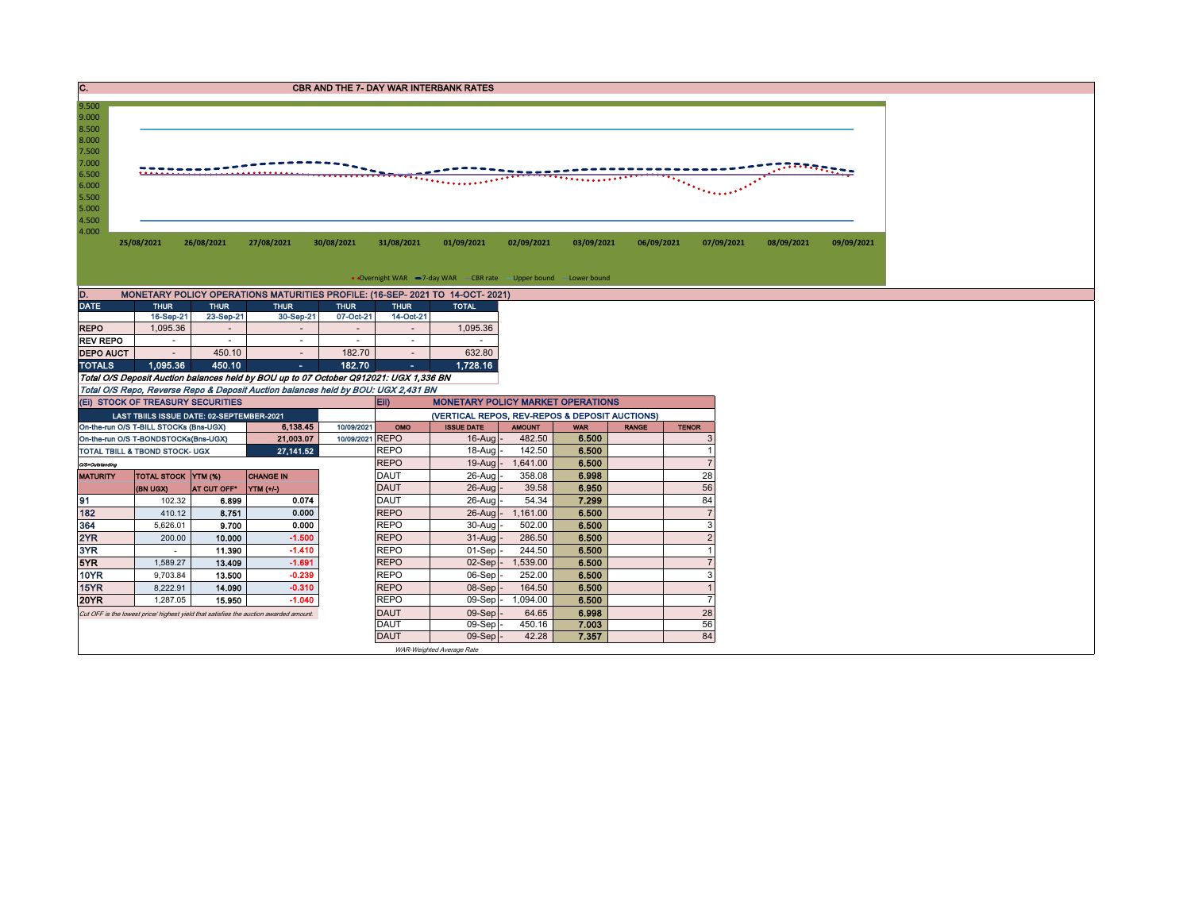## C. CBR AND THE 7- DAY WAR INTERBANK RATES

Overnight WAR | 7-day WAR | CBR rate | Upper bound | Lower bound

25/08/2021, 26/08/2021, 27/08/2021, 30/08/2021, 31/08/2021, 01/09/2021, 02/09/2021, 03/09/2021, 06/09/2021, 07/09/2021, 08/09/2021, 09/09/2021

## D. MONETARY POLICY OPERATIONS MATURITIES PROFILE: (16-SEP- 2021 TO 14-OCT- 2021)

| DATE | THUR | THUR | THUR | THUR | THUR | TOTAL |
|---|---|---|---|---|---|---|
| | 16-Sep-21 | 23-Sep-21 | 30-Sep-21 | 07-Oct-21 | 14-Oct-21 | |
| REPO | 1,095.36 | - | - | - | - | 1,095.36 |
| REV REPO | - | - | - | - | - | - |
| DEPO AUCT | - | 450.10 | - | 182.70 | - | 632.80 |
| TOTALS | 1,095.36 | 450.10 | - | 182.70 | - | 1,728.16 |

*Total O/S Deposit Auction balances held by BOU up to 07 October Q912021: UGX 1,336 BN*

*Total O/S Repo, Reverse Repo & Deposit Auction balances held by BOU: UGX 2,431 BN*

## (Ei) STOCK OF TREASURY SECURITIES

| LAST TBIILS ISSUE DATE: 02-SEPTEMBER-2021 | | |
|---|---|---|
| On-the-run O/S T-BILL STOCKs (Bns-UGX) | 6,138.45 | 10/09/2021 |
| On-the-run O/S T-BONDSTOCKs(Bns-UGX) | 21,003.07 | 10/09/2021 |
| TOTAL TBILL & TBOND STOCK- UGX | 27,141.52 | |

O/S=Outstanding

| MATURITY | TOTAL STOCK (BN UGX) | YTM (%) AT CUT OFF* | CHANGE IN YTM (+/-) |
|---|---|---|---|
| 91 | 102.32 | 6.899 | 0.074 |
| 182 | 410.12 | 8.751 | 0.000 |
| 364 | 5,626.01 | 9.700 | 0.000 |
| 2YR | 200.00 | 10.000 | -1.500 |
| 3YR | - | 11.390 | -1.410 |
| 5YR | 1,589.27 | 13.409 | -1.691 |
| 10YR | 9,703.84 | 13.500 | -0.239 |
| 15YR | 8,222.91 | 14.090 | -0.310 |
| 20YR | 1,287.05 | 15.950 | -1.040 |

*Cut OFF is the lowest price/ highest yield that satisfies the auction awarded amount.*

## Eii) MONETARY POLICY MARKET OPERATIONS

(VERTICAL REPOS, REV-REPOS & DEPOSIT AUCTIONS)

| OMO | ISSUE DATE | AMOUNT | WAR | RANGE | TENOR |
|---|---|---|---|---|---|
| REPO | 16-Aug | 482.50 | 6.500 | | 3 |
| REPO | 18-Aug | 142.50 | 6.500 | | 1 |
| REPO | 19-Aug | 1,641.00 | 6.500 | | 7 |
| DAUT | 26-Aug | 358.08 | 6.998 | | 28 |
| DAUT | 26-Aug | 39.58 | 6.950 | | 56 |
| DAUT | 26-Aug | 54.34 | 7.299 | | 84 |
| REPO | 26-Aug | 1,161.00 | 6.500 | | 7 |
| REPO | 30-Aug | 502.00 | 6.500 | | 3 |
| REPO | 31-Aug | 286.50 | 6.500 | | 2 |
| REPO | 01-Sep | 244.50 | 6.500 | | 1 |
| REPO | 02-Sep | 1,539.00 | 6.500 | | 7 |
| REPO | 06-Sep | 252.00 | 6.500 | | 3 |
| REPO | 08-Sep | 164.50 | 6.500 | | 1 |
| REPO | 09-Sep | 1,094.00 | 6.500 | | 7 |
| DAUT | 09-Sep | 64.65 | 6.998 | | 28 |
| DAUT | 09-Sep | 450.16 | 7.003 | | 56 |
| DAUT | 09-Sep | 42.28 | 7.357 | | 84 |

*WAR-Weighted Average Rate*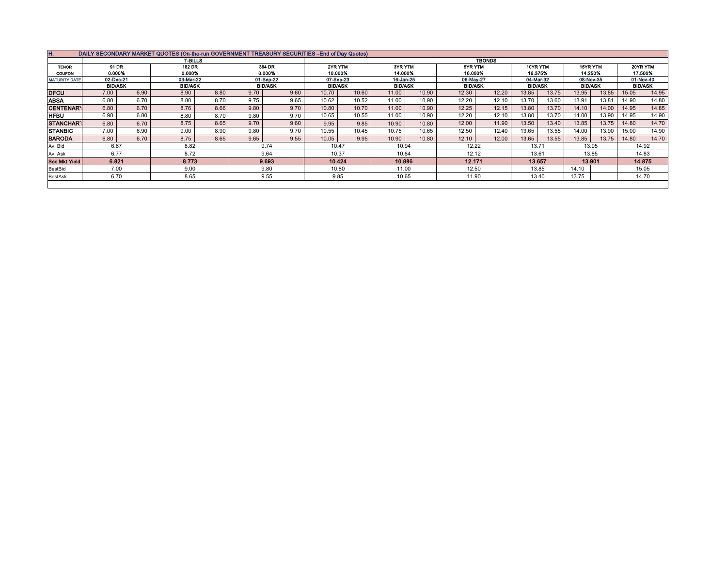| H. | DAILY SECONDARY MARKET QUOTES (On-the-run GOVERNMENT TREASURY SECURITIES –End of Day Quotes) | | | | | | | | | | | | | | | | | |
|---|---|---|---|---|---|---|---|---|---|---|---|---|---|---|---|---|---|---|
| | T-BILLS | | | | | | TBONDS | | | | | | | | | | | |
| TENOR | 91 DR | | 182 DR | | 364 DR | | 2YR YTM | | 3YR YTM | | 5YR YTM | | 10YR YTM | | 15YR YTM | | 20YR YTM | |
| COUPON | 0.000% | | 0.000% | | 0.000% | | 10.000% | | 14.000% | | 16.000% | | 16.375% | | 14.250% | | 17.500% | |
| MATURITY DATE | 02-Dec-21 | | 03-Mar-22 | | 01-Sep-22 | | 07-Sep-23 | | 16-Jan-25 | | 06-May-27 | | 04-Mar-32 | | 08-Nov-35 | | 01-Nov-40 | |
| | BID/ASK | | BID/ASK | | BID/ASK | | BID/ASK | | BID/ASK | | BID/ASK | | BID/ASK | | BID/ASK | | BID/ASK | |
| DFCU | 7.00 | 6.90 | 8.90 | 8.80 | 9.70 | 9.60 | 10.70 | 10.60 | 11.00 | 10.90 | 12.30 | 12.20 | 13.85 | 13.75 | 13.95 | 13.85 | 15.05 | 14.95 |
| ABSA | 6.80 | 6.70 | 8.80 | 8.70 | 9.75 | 9.65 | 10.62 | 10.52 | 11.00 | 10.90 | 12.20 | 12.10 | 13.70 | 13.60 | 13.91 | 13.81 | 14.90 | 14.80 |
| CENTENARY | 6.80 | 6.70 | 8.76 | 8.66 | 9.80 | 9.70 | 10.80 | 10.70 | 11.00 | 10.90 | 12.25 | 12.15 | 13.80 | 13.70 | 14.10 | 14.00 | 14.95 | 14.85 |
| HFBU | 6.90 | 6.80 | 8.80 | 8.70 | 9.80 | 9.70 | 10.65 | 10.55 | 11.00 | 10.90 | 12.20 | 12.10 | 13.80 | 13.70 | 14.00 | 13.90 | 14.95 | 14.90 |
| STANCHART | 6.80 | 6.70 | 8.75 | 8.65 | 9.70 | 9.60 | 9.95 | 9.85 | 10.90 | 10.80 | 12.00 | 11.90 | 13.50 | 13.40 | 13.85 | 13.75 | 14.80 | 14.70 |
| STANBIC | 7.00 | 6.90 | 9.00 | 8.90 | 9.80 | 9.70 | 10.55 | 10.45 | 10.75 | 10.65 | 12.50 | 12.40 | 13.65 | 13.55 | 14.00 | 13.90 | 15.00 | 14.90 |
| BARODA | 6.80 | 6.70 | 8.75 | 8.65 | 9.65 | 9.55 | 10.05 | 9.95 | 10.90 | 10.80 | 12.10 | 12.00 | 13.65 | 13.55 | 13.85 | 13.75 | 14.80 | 14.70 |
| Av. Bid | 6.87 | | 8.82 | | 9.74 | | 10.47 | | 10.94 | | 12.22 | | 13.71 | | 13.95 | | 14.92 | |
| Av. Ask | 6.77 | | 8.72 | | 9.64 | | 10.37 | | 10.84 | | 12.12 | | 13.61 | | 13.85 | | 14.83 | |
| Sec Mkt Yield | 6.821 | | 8.773 | | 9.693 | | 10.424 | | 10.886 | | 12.171 | | 13.657 | | 13.901 | | 14.875 | |
| BestBid | 7.00 | | 9.00 | | 9.80 | | 10.80 | | 11.00 | | 12.50 | | 13.85 | | 14.10 | | 15.05 | |
| BestAsk | 6.70 | | 8.65 | | 9.55 | | 9.85 | | 10.65 | | 11.90 | | 13.40 | | 13.75 | | 14.70 | |